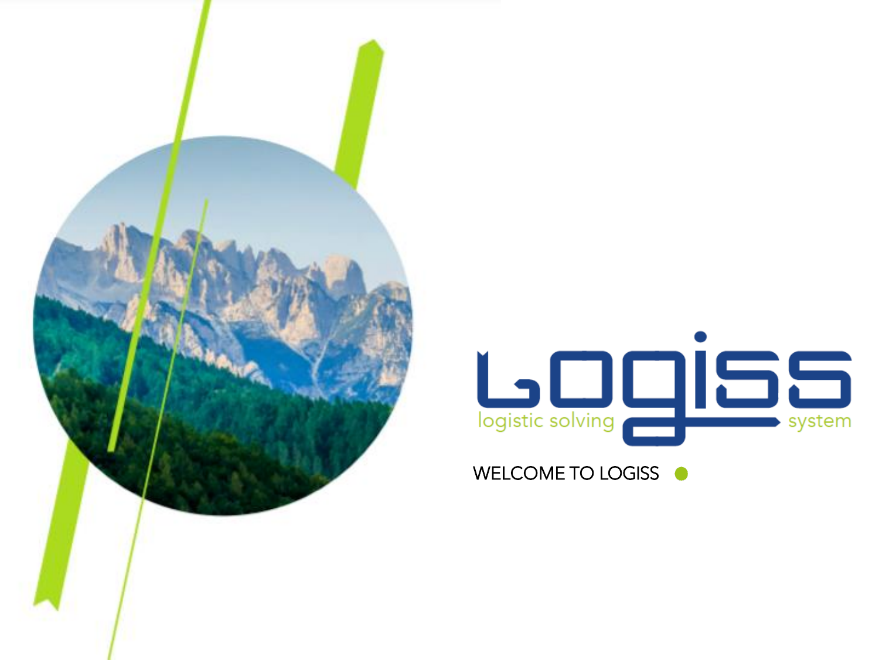# LOGISS

logistic solving system

WELCOME TO LOGISS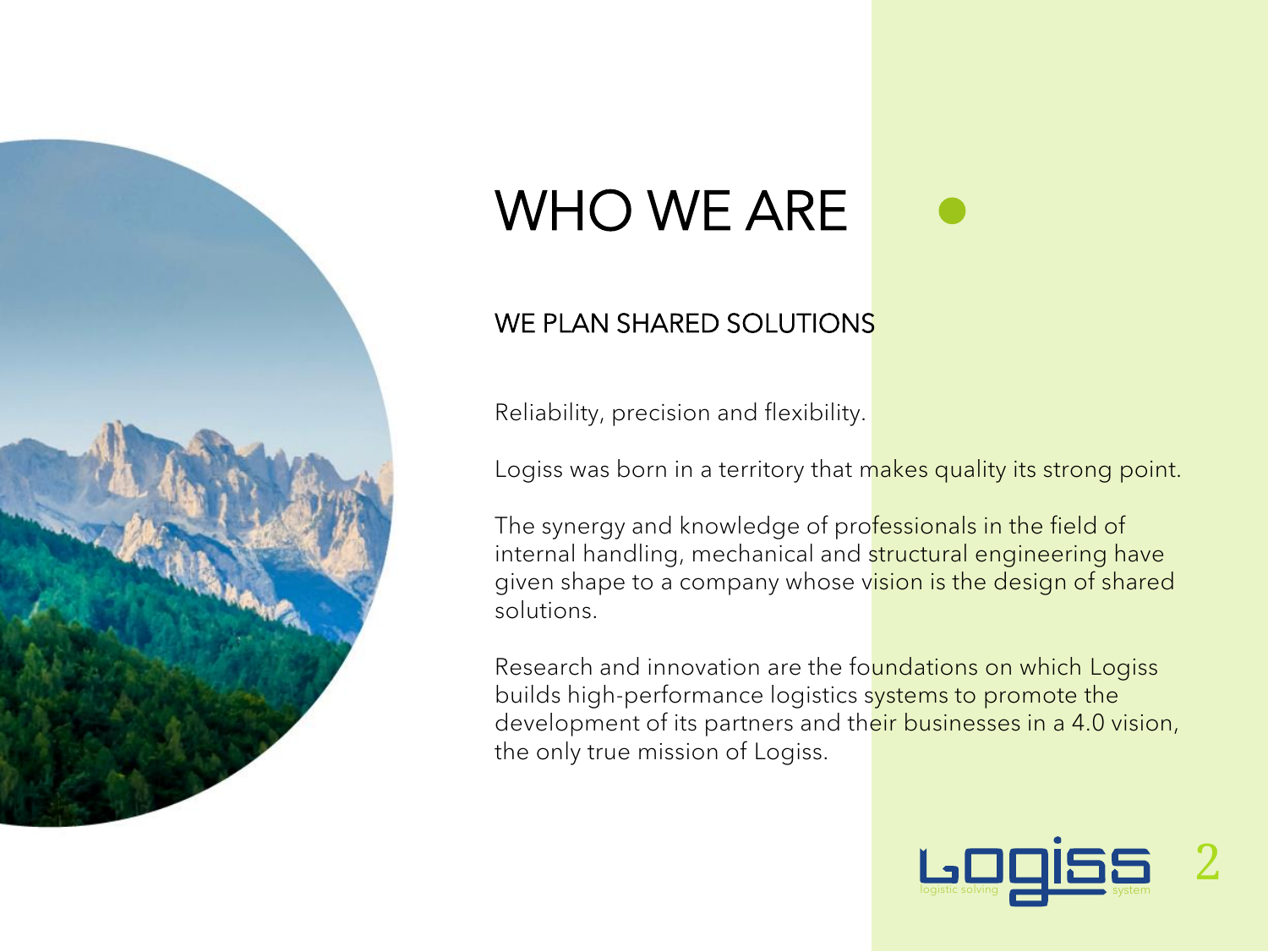# WHO WE ARE

## WE PLAN SHARED SOLUTIONS

Reliability, precision and flexibility.

Logiss was born in a territory that makes quality its strong point.

The synergy and knowledge of professionals in the field of internal handling, mechanical and structural engineering have given shape to a company whose vision is the design of shared solutions.

Research and innovation are the foundations on which Logiss builds high-performance logistics systems to promote the development of its partners and their businesses in a 4.0 vision, the only true mission of Logiss.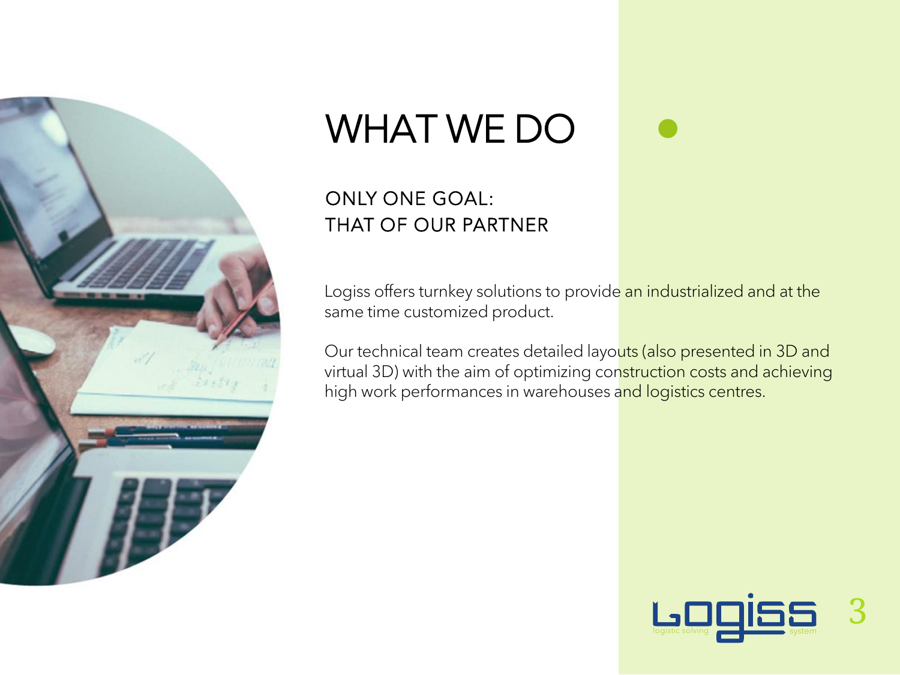# WHAT WE DO

## ONLY ONE GOAL: THAT OF OUR PARTNER

Logiss offers turnkey solutions to provide an industrialized and at the same time customized product.

Our technical team creates detailed layouts (also presented in 3D and virtual 3D) with the aim of optimizing construction costs and achieving high work performances in warehouses and logistics centres.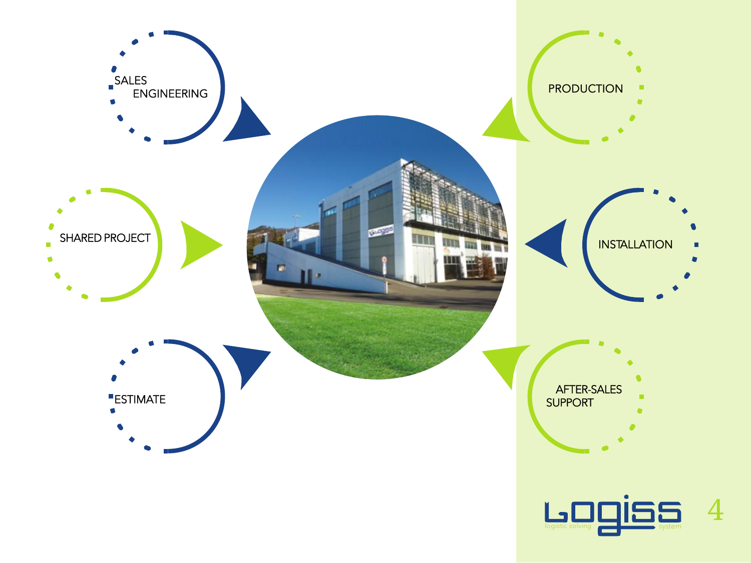SALES ENGINEERING

SHARED PROJECT

ESTIMATE

PRODUCTION

INSTALLATION

AFTER-SALES SUPPORT

Logiss logistic solving system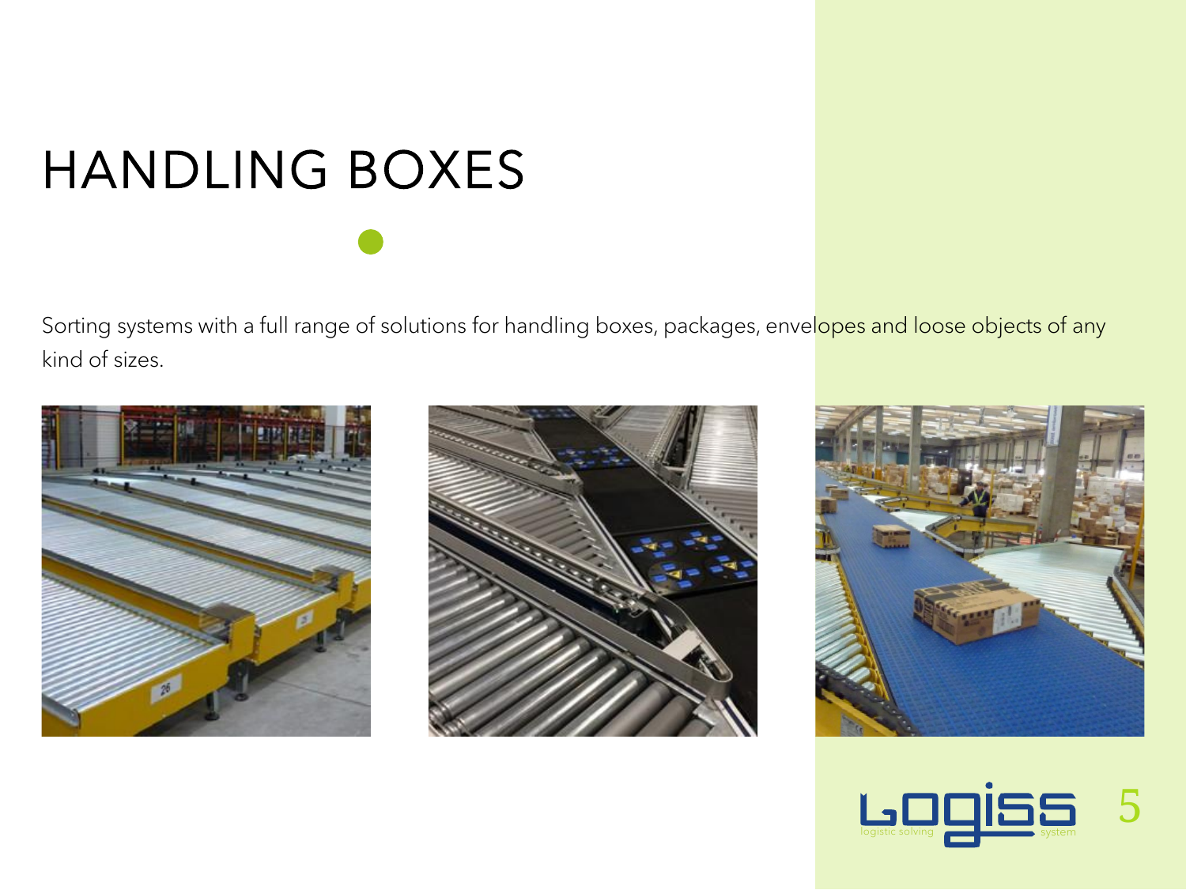# HANDLING BOXES

Sorting systems with a full range of solutions for handling boxes, packages, envelopes and loose objects of any kind of sizes.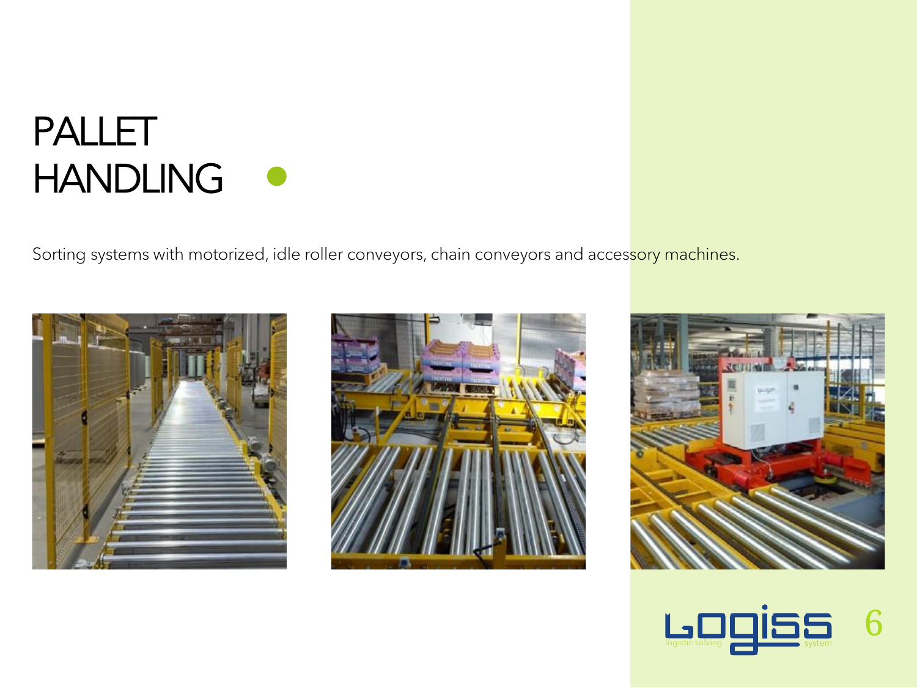# PALLET HANDLING

Sorting systems with motorized, idle roller conveyors, chain conveyors and accessory machines.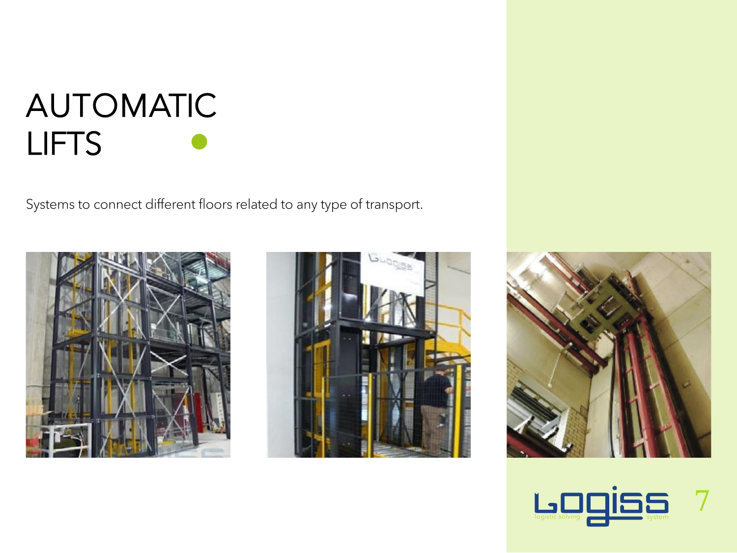# AUTOMATIC LIFTS

Systems to connect different floors related to any type of transport.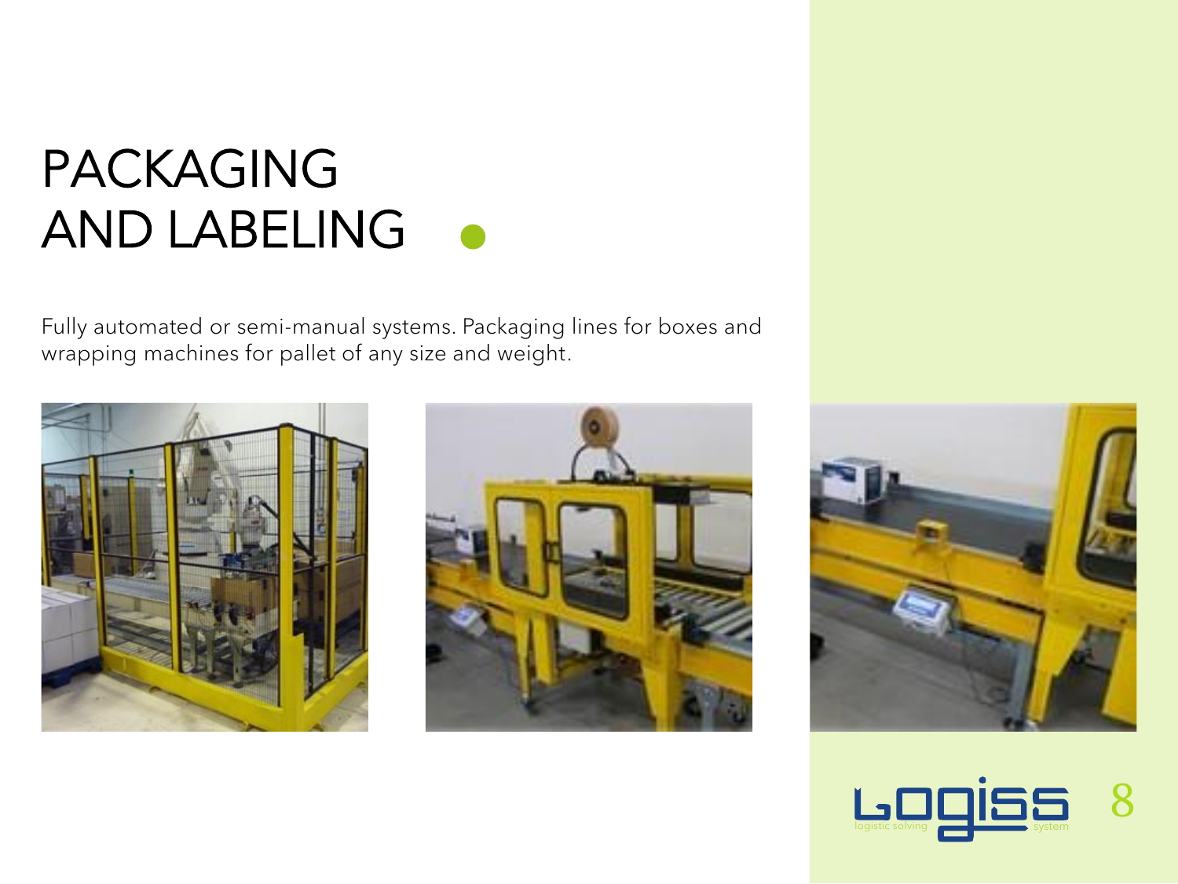# PACKAGING AND LABELING

Fully automated or semi-manual systems. Packaging lines for boxes and wrapping machines for pallet of any size and weight.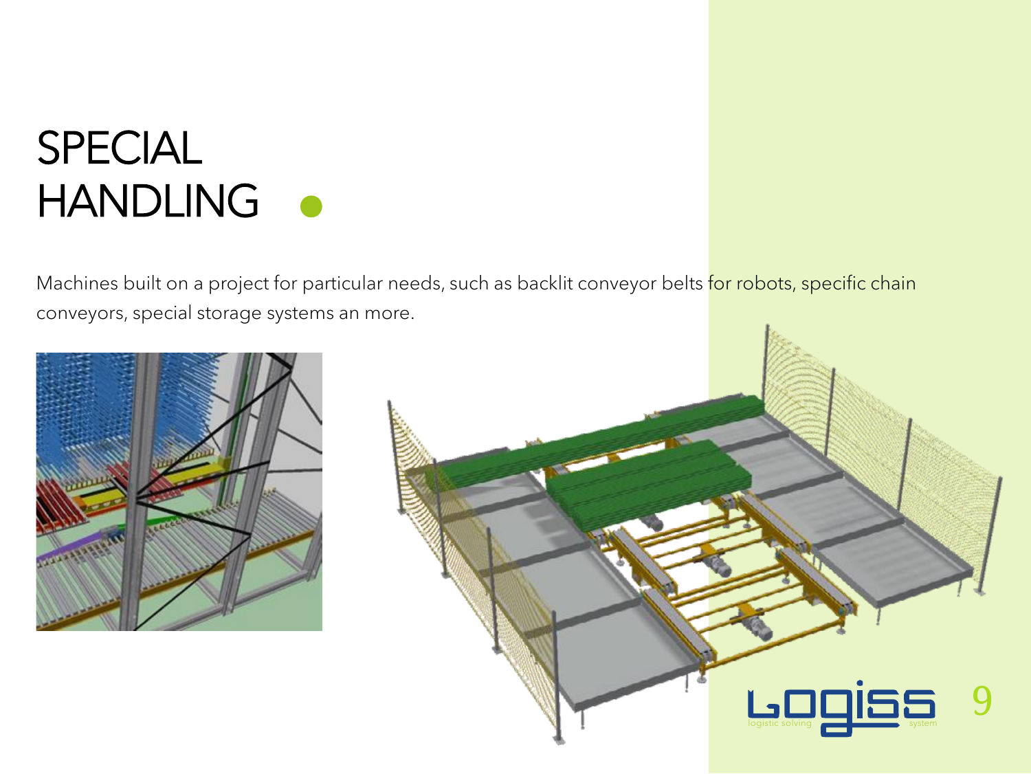# SPECIAL HANDLING

Machines built on a project for particular needs, such as backlit conveyor belts for robots, specific chain conveyors, special storage systems an more.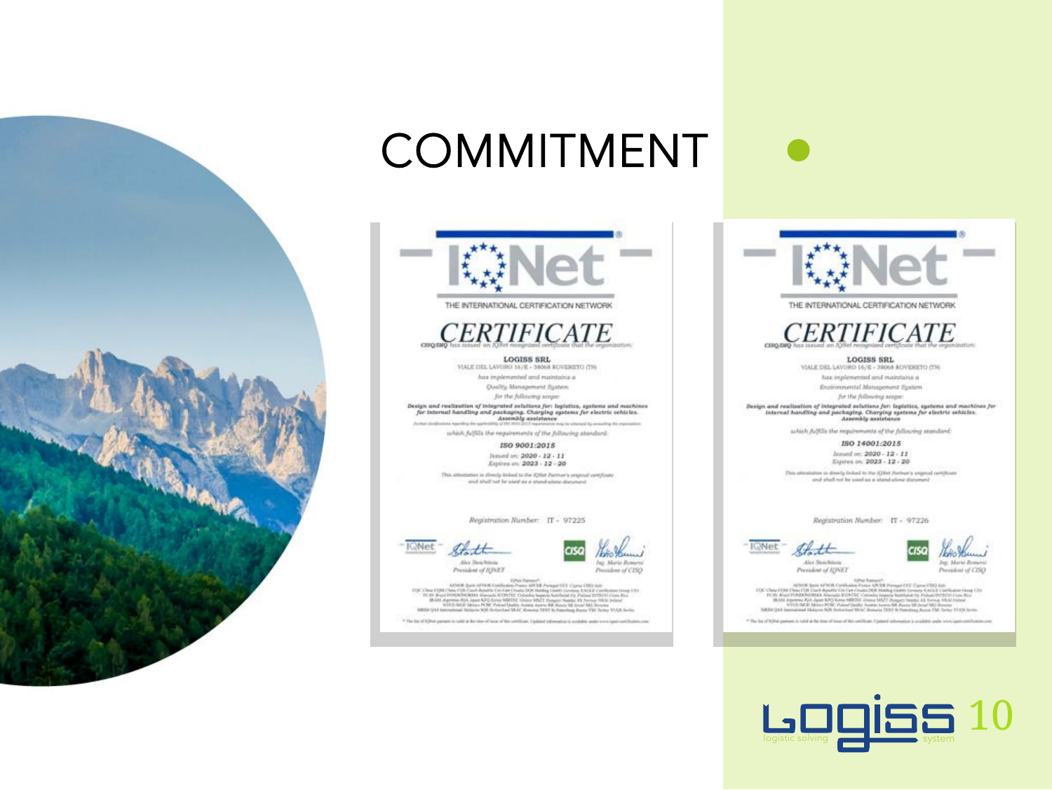# COMMITMENT

IQNet

THE INTERNATIONAL CERTIFICATION NETWORK

## CERTIFICATE

CISQ/IMQ has issued an IQNet recognized certificate that the organization:

**LOGISS SRL**

VIALE DEL LAVORO 16/E - 38068 ROVERETO (TN)

has implemented and maintains a

Quality Management System

for the following scope:

**Design and realization of integrated solutions for: logistics, systems and machines for internal handling and packaging. Charging systems for electric vehicles. Assembly assistance**

which fulfills the requirements of the following standard:

**ISO 9001:2015**

Issued on: **2020 - 12 - 11**

Expires on: **2023 - 12 - 20**

This attestation is directly linked to the IQNet Partner's original certificate and shall not be used as a stand-alone document

Registration Number: IT - 97225

Alex Stoichitoiu, President of IQNET

Ing. Mario Romersi, President of CISQ

IQNet

THE INTERNATIONAL CERTIFICATION NETWORK

## CERTIFICATE

CISQ/IMQ has issued an IQNet recognized certificate that the organization:

**LOGISS SRL**

VIALE DEL LAVORO 16/E - 38068 ROVERETO (TN)

has implemented and maintains a

Environmental Management System

for the following scope:

**Design and realization of integrated solutions for: logistics, systems and machines for internal handling and packaging. Charging systems for electric vehicles. Assembly assistance**

which fulfills the requirements of the following standard:

**ISO 14001:2015**

Issued on: **2020 - 12 - 11**

Expires on: **2023 - 12 - 20**

This attestation is directly linked to the IQNet Partner's original certificate and shall not be used as a stand-alone document

Registration Number: IT - 97226

Alex Stoichitoiu, President of IQNET

Ing. Mario Romersi, President of CISQ

Logiss — logistic solving system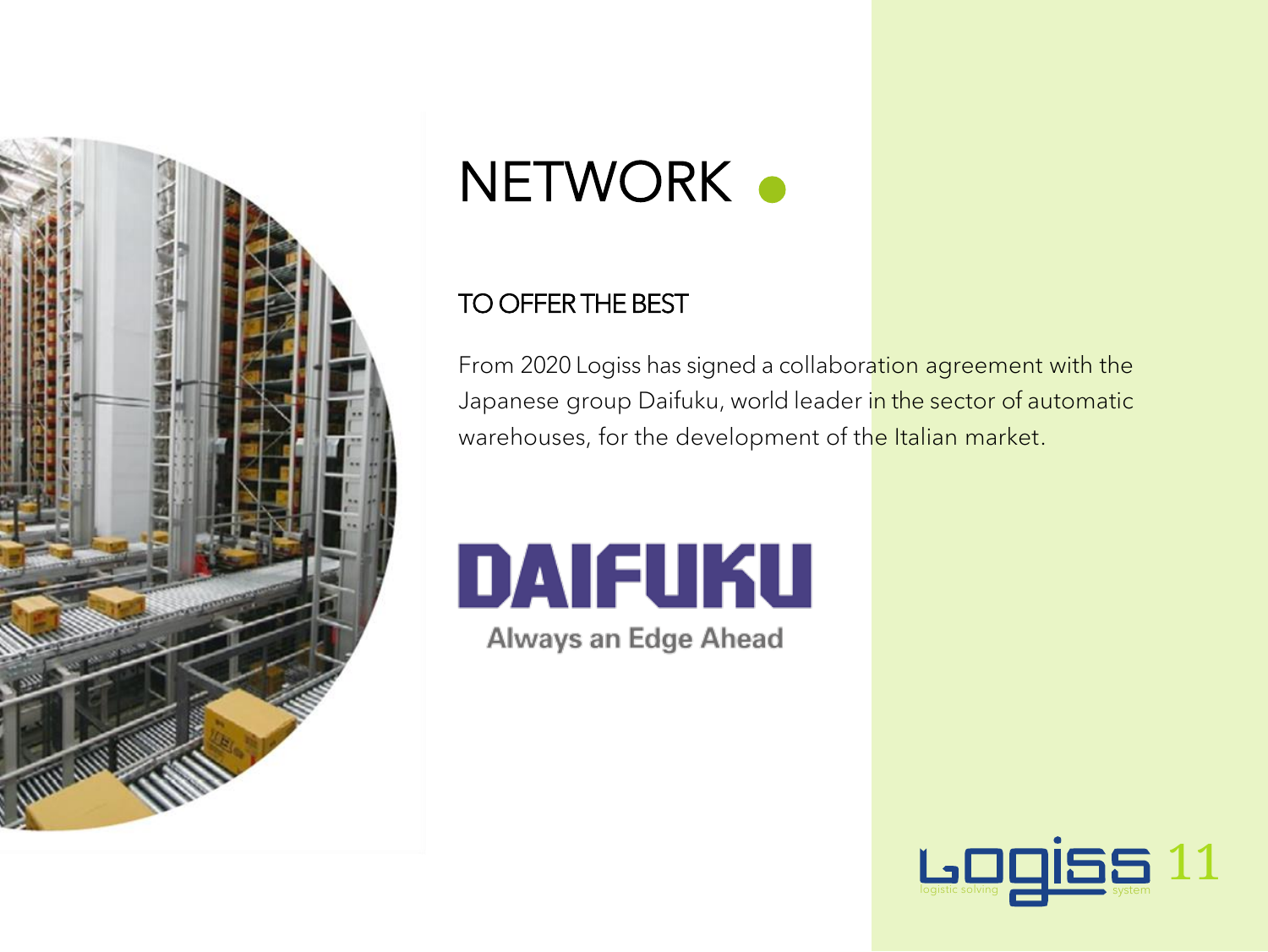# NETWORK

## TO OFFER THE BEST

From 2020 Logiss has signed a collaboration agreement with the Japanese group Daifuku, world leader in the sector of automatic warehouses, for the development of the Italian market.

DAIFUKU

Always an Edge Ahead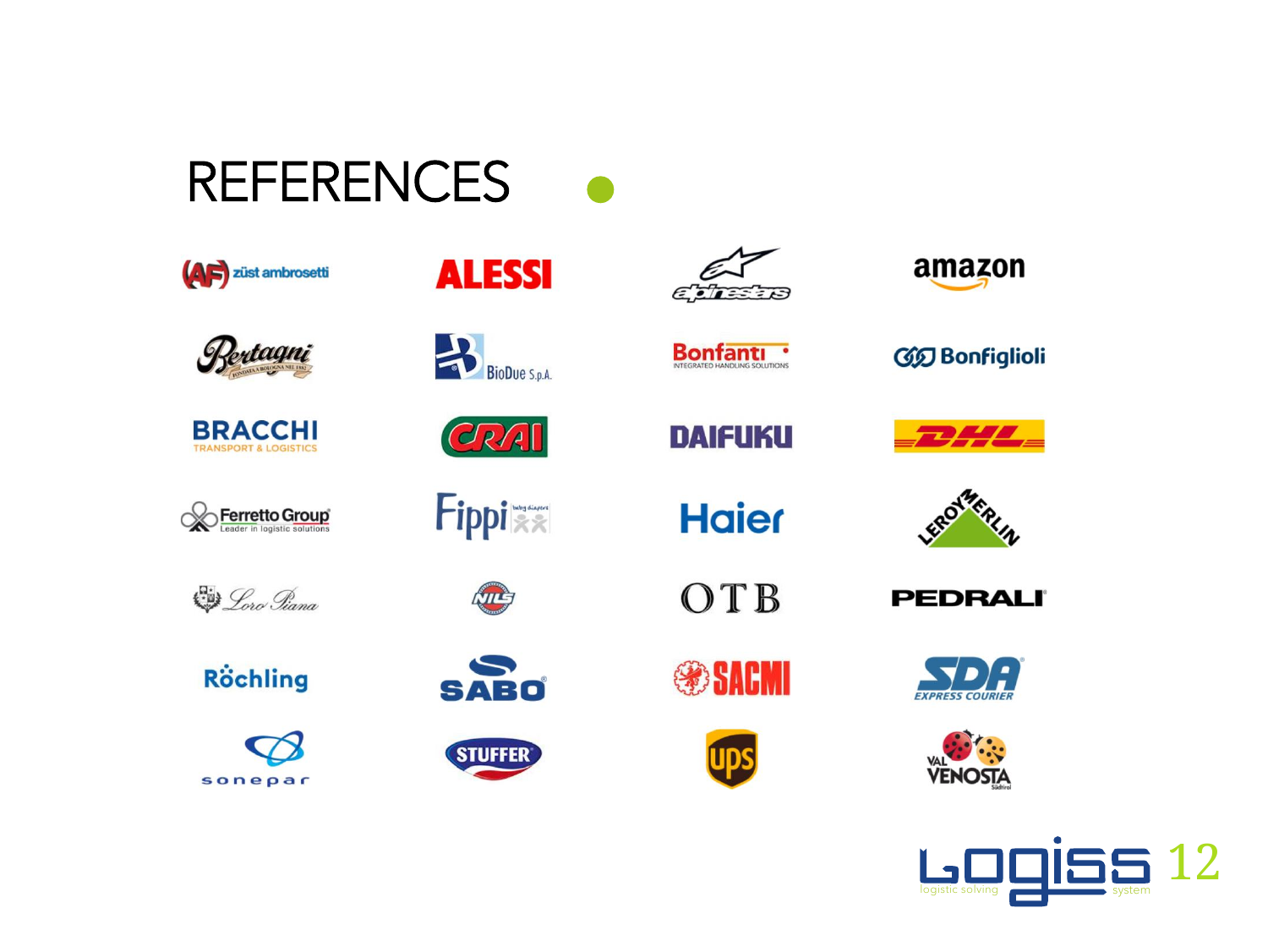# REFERENCES

| | | | |
|---|---|---|---|
| züst ambrosetti | ALESSI | alpinestars | amazon |
| Bertagni | BioDue S.p.A. | Bonfanti | Bonfiglioli |
| BRACCHI TRANSPORT & LOGISTICS | CRAI | DAIFUKU | DHL |
| Ferretto Group | Fippi | Haier | LEROY MERLIN |
| Loro Piana | NILS | OTB | PEDRALI |
| Röchling | SABO | SACMI | SDA EXPRESS COURIER |
| sonepar | STUFFER | ups | VAL VENOSTA |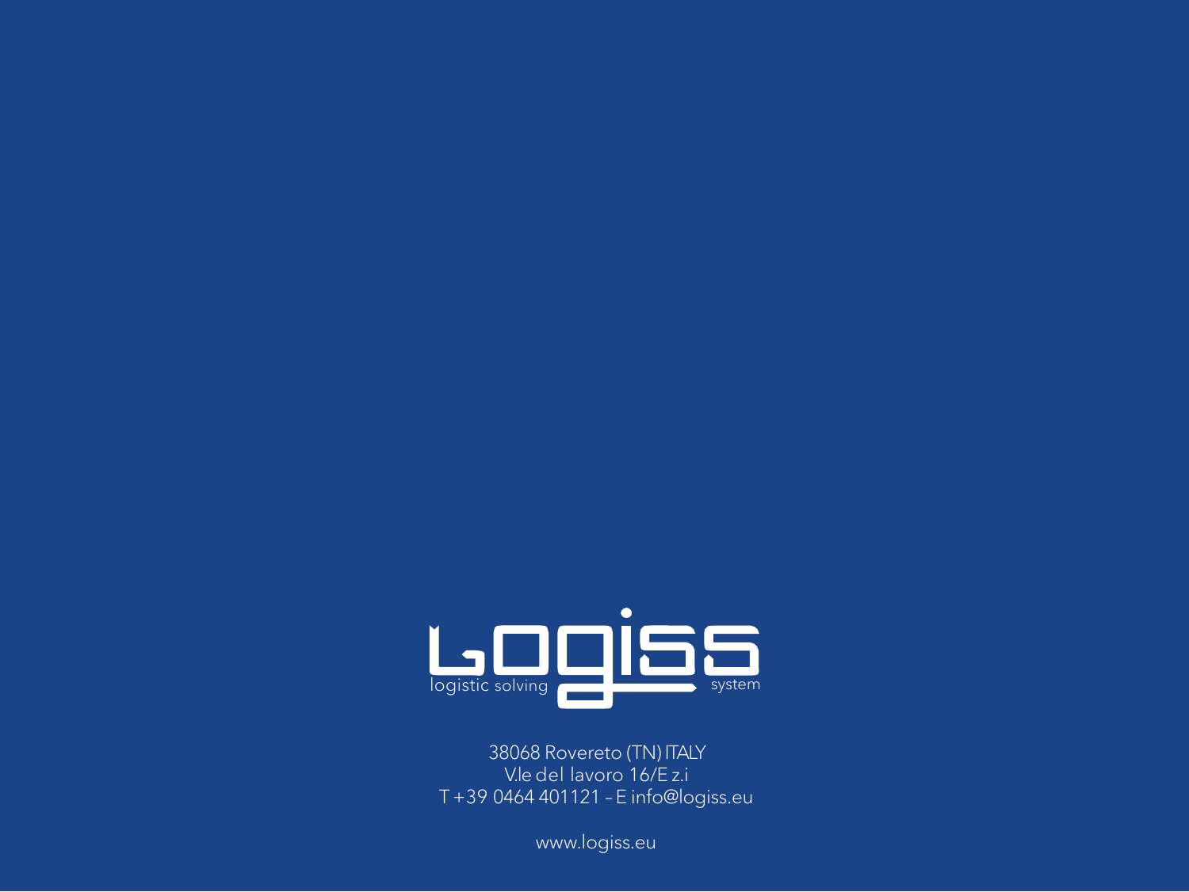LOGISS

logistic solving system

38068 Rovereto (TN) ITALY
V.le del lavoro 16/E z.i
T +39 0464 401121 – E info@logiss.eu

www.logiss.eu